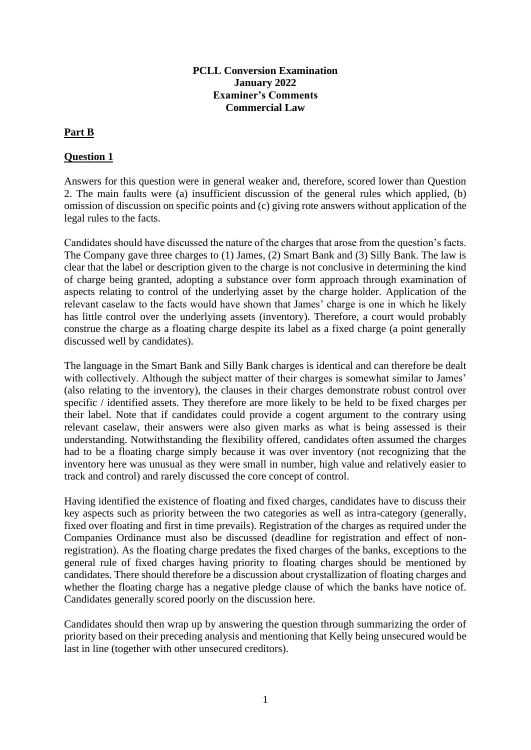**PCLL Conversion Examination**
**January 2022**
**Examiner's Comments**
**Commercial Law**

## Part B

### Question 1

Answers for this question were in general weaker and, therefore, scored lower than Question 2. The main faults were (a) insufficient discussion of the general rules which applied, (b) omission of discussion on specific points and (c) giving rote answers without application of the legal rules to the facts.

Candidates should have discussed the nature of the charges that arose from the question's facts. The Company gave three charges to (1) James, (2) Smart Bank and (3) Silly Bank. The law is clear that the label or description given to the charge is not conclusive in determining the kind of charge being granted, adopting a substance over form approach through examination of aspects relating to control of the underlying asset by the charge holder. Application of the relevant caselaw to the facts would have shown that James' charge is one in which he likely has little control over the underlying assets (inventory). Therefore, a court would probably construe the charge as a floating charge despite its label as a fixed charge (a point generally discussed well by candidates).

The language in the Smart Bank and Silly Bank charges is identical and can therefore be dealt with collectively. Although the subject matter of their charges is somewhat similar to James' (also relating to the inventory), the clauses in their charges demonstrate robust control over specific / identified assets. They therefore are more likely to be held to be fixed charges per their label. Note that if candidates could provide a cogent argument to the contrary using relevant caselaw, their answers were also given marks as what is being assessed is their understanding. Notwithstanding the flexibility offered, candidates often assumed the charges had to be a floating charge simply because it was over inventory (not recognizing that the inventory here was unusual as they were small in number, high value and relatively easier to track and control) and rarely discussed the core concept of control.

Having identified the existence of floating and fixed charges, candidates have to discuss their key aspects such as priority between the two categories as well as intra-category (generally, fixed over floating and first in time prevails). Registration of the charges as required under the Companies Ordinance must also be discussed (deadline for registration and effect of non-registration). As the floating charge predates the fixed charges of the banks, exceptions to the general rule of fixed charges having priority to floating charges should be mentioned by candidates. There should therefore be a discussion about crystallization of floating charges and whether the floating charge has a negative pledge clause of which the banks have notice of. Candidates generally scored poorly on the discussion here.

Candidates should then wrap up by answering the question through summarizing the order of priority based on their preceding analysis and mentioning that Kelly being unsecured would be last in line (together with other unsecured creditors).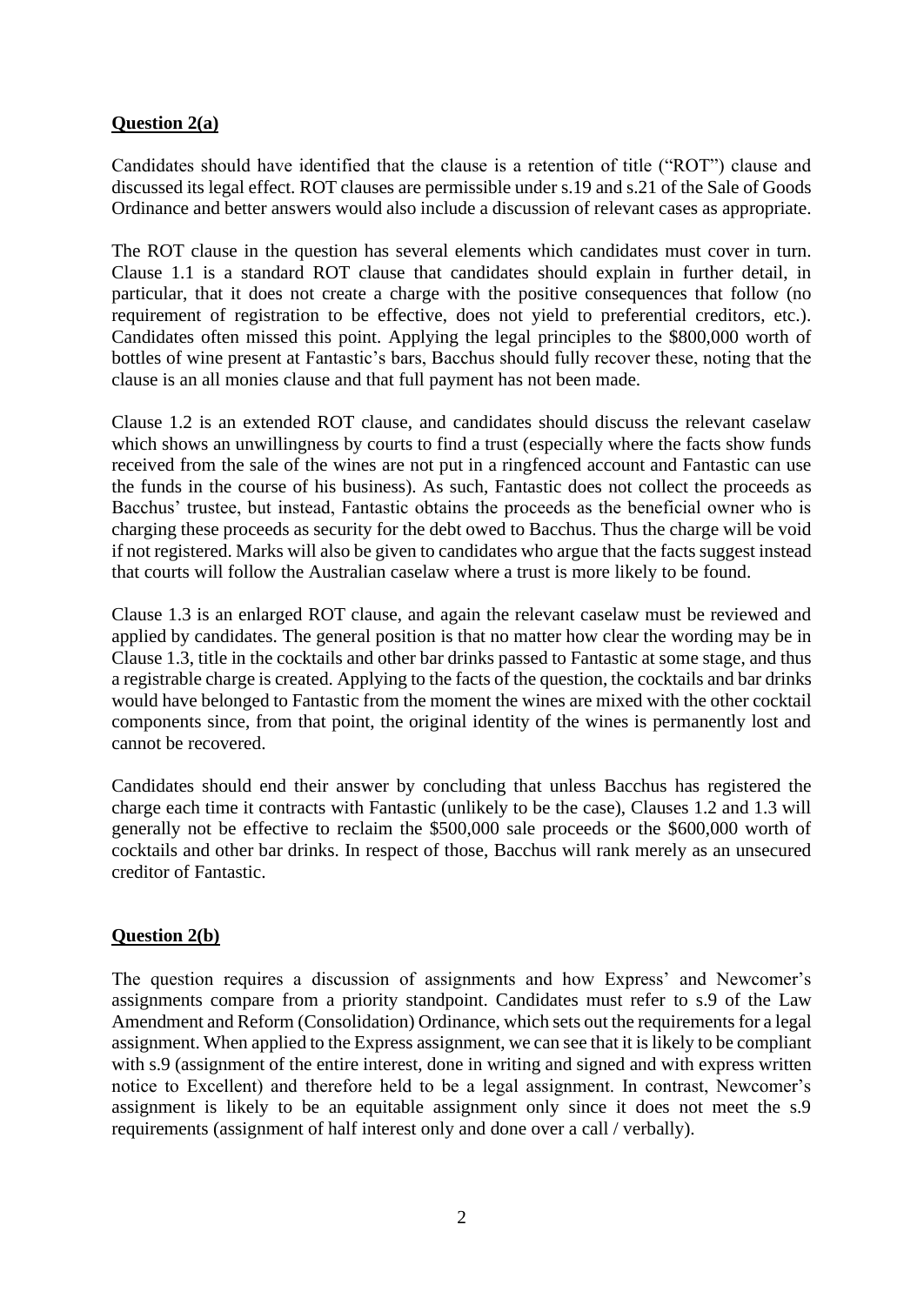**Question 2(a)**

Candidates should have identified that the clause is a retention of title ("ROT") clause and discussed its legal effect. ROT clauses are permissible under s.19 and s.21 of the Sale of Goods Ordinance and better answers would also include a discussion of relevant cases as appropriate.

The ROT clause in the question has several elements which candidates must cover in turn. Clause 1.1 is a standard ROT clause that candidates should explain in further detail, in particular, that it does not create a charge with the positive consequences that follow (no requirement of registration to be effective, does not yield to preferential creditors, etc.). Candidates often missed this point. Applying the legal principles to the $800,000 worth of bottles of wine present at Fantastic's bars, Bacchus should fully recover these, noting that the clause is an all monies clause and that full payment has not been made.

Clause 1.2 is an extended ROT clause, and candidates should discuss the relevant caselaw which shows an unwillingness by courts to find a trust (especially where the facts show funds received from the sale of the wines are not put in a ringfenced account and Fantastic can use the funds in the course of his business). As such, Fantastic does not collect the proceeds as Bacchus' trustee, but instead, Fantastic obtains the proceeds as the beneficial owner who is charging these proceeds as security for the debt owed to Bacchus. Thus the charge will be void if not registered. Marks will also be given to candidates who argue that the facts suggest instead that courts will follow the Australian caselaw where a trust is more likely to be found.

Clause 1.3 is an enlarged ROT clause, and again the relevant caselaw must be reviewed and applied by candidates. The general position is that no matter how clear the wording may be in Clause 1.3, title in the cocktails and other bar drinks passed to Fantastic at some stage, and thus a registrable charge is created. Applying to the facts of the question, the cocktails and bar drinks would have belonged to Fantastic from the moment the wines are mixed with the other cocktail components since, from that point, the original identity of the wines is permanently lost and cannot be recovered.

Candidates should end their answer by concluding that unless Bacchus has registered the charge each time it contracts with Fantastic (unlikely to be the case), Clauses 1.2 and 1.3 will generally not be effective to reclaim the $500,000 sale proceeds or the $600,000 worth of cocktails and other bar drinks. In respect of those, Bacchus will rank merely as an unsecured creditor of Fantastic.

**Question 2(b)**

The question requires a discussion of assignments and how Express' and Newcomer's assignments compare from a priority standpoint. Candidates must refer to s.9 of the Law Amendment and Reform (Consolidation) Ordinance, which sets out the requirements for a legal assignment. When applied to the Express assignment, we can see that it is likely to be compliant with s.9 (assignment of the entire interest, done in writing and signed and with express written notice to Excellent) and therefore held to be a legal assignment. In contrast, Newcomer's assignment is likely to be an equitable assignment only since it does not meet the s.9 requirements (assignment of half interest only and done over a call / verbally).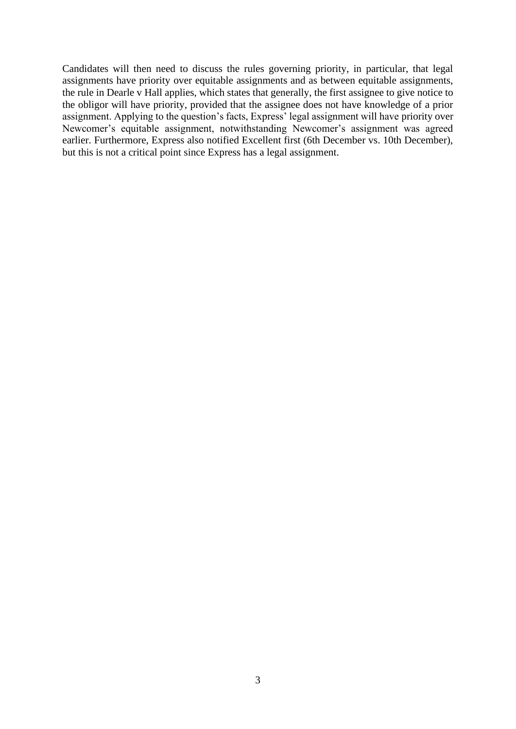Candidates will then need to discuss the rules governing priority, in particular, that legal assignments have priority over equitable assignments and as between equitable assignments, the rule in Dearle v Hall applies, which states that generally, the first assignee to give notice to the obligor will have priority, provided that the assignee does not have knowledge of a prior assignment. Applying to the question's facts, Express' legal assignment will have priority over Newcomer's equitable assignment, notwithstanding Newcomer's assignment was agreed earlier. Furthermore, Express also notified Excellent first (6th December vs. 10th December), but this is not a critical point since Express has a legal assignment.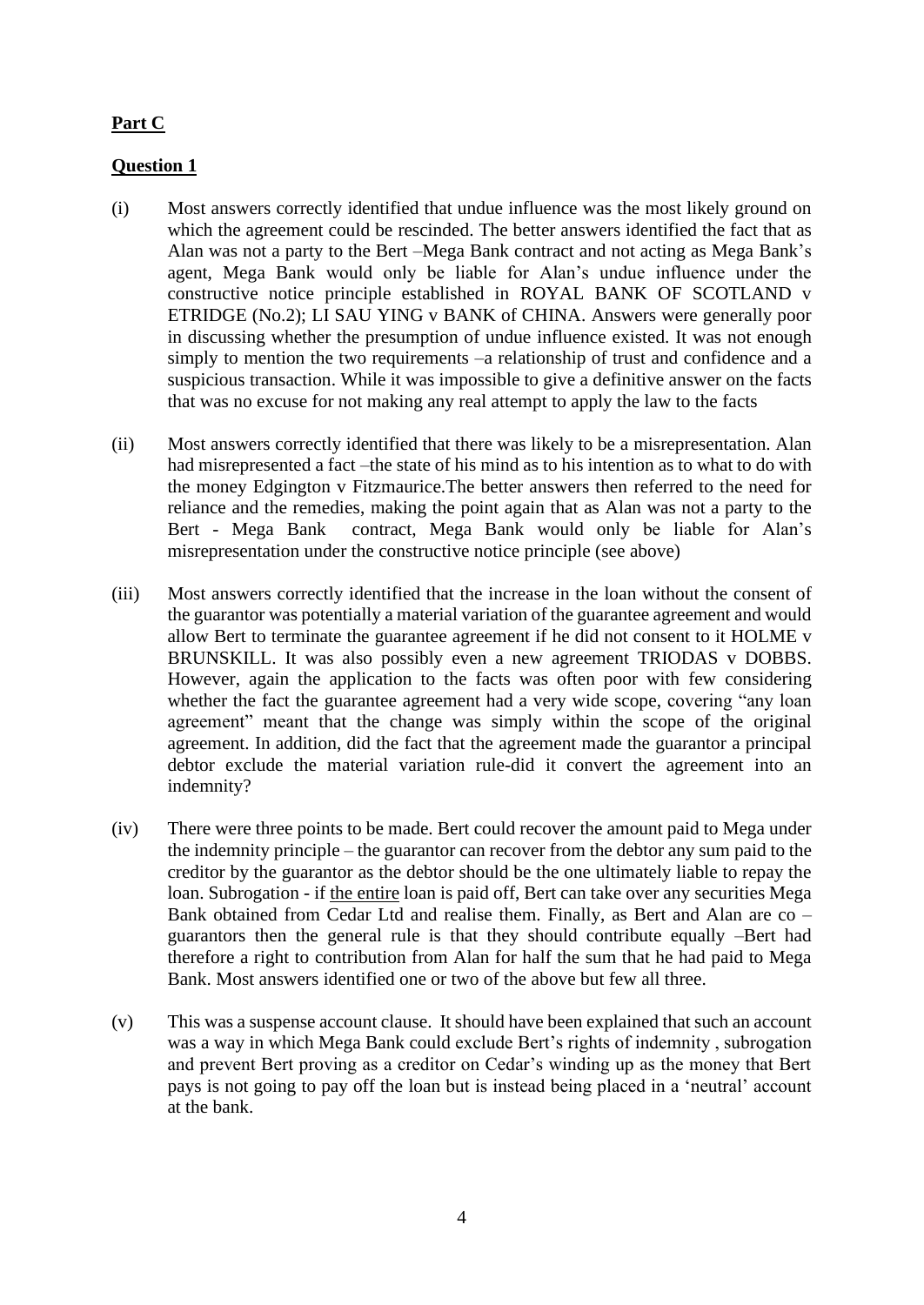## Part C

### Question 1

(i) Most answers correctly identified that undue influence was the most likely ground on which the agreement could be rescinded. The better answers identified the fact that as Alan was not a party to the Bert –Mega Bank contract and not acting as Mega Bank's agent, Mega Bank would only be liable for Alan's undue influence under the constructive notice principle established in ROYAL BANK OF SCOTLAND v ETRIDGE (No.2); LI SAU YING v BANK of CHINA. Answers were generally poor in discussing whether the presumption of undue influence existed. It was not enough simply to mention the two requirements –a relationship of trust and confidence and a suspicious transaction. While it was impossible to give a definitive answer on the facts that was no excuse for not making any real attempt to apply the law to the facts

(ii) Most answers correctly identified that there was likely to be a misrepresentation. Alan had misrepresented a fact –the state of his mind as to his intention as to what to do with the money Edgington v Fitzmaurice.The better answers then referred to the need for reliance and the remedies, making the point again that as Alan was not a party to the Bert - Mega Bank contract, Mega Bank would only be liable for Alan's misrepresentation under the constructive notice principle (see above)

(iii) Most answers correctly identified that the increase in the loan without the consent of the guarantor was potentially a material variation of the guarantee agreement and would allow Bert to terminate the guarantee agreement if he did not consent to it HOLME v BRUNSKILL. It was also possibly even a new agreement TRIODAS v DOBBS. However, again the application to the facts was often poor with few considering whether the fact the guarantee agreement had a very wide scope, covering "any loan agreement" meant that the change was simply within the scope of the original agreement. In addition, did the fact that the agreement made the guarantor a principal debtor exclude the material variation rule-did it convert the agreement into an indemnity?

(iv) There were three points to be made. Bert could recover the amount paid to Mega under the indemnity principle – the guarantor can recover from the debtor any sum paid to the creditor by the guarantor as the debtor should be the one ultimately liable to repay the loan. Subrogation - if <u>the entire</u> loan is paid off, Bert can take over any securities Mega Bank obtained from Cedar Ltd and realise them. Finally, as Bert and Alan are co – guarantors then the general rule is that they should contribute equally –Bert had therefore a right to contribution from Alan for half the sum that he had paid to Mega Bank. Most answers identified one or two of the above but few all three.

(v) This was a suspense account clause. It should have been explained that such an account was a way in which Mega Bank could exclude Bert's rights of indemnity , subrogation and prevent Bert proving as a creditor on Cedar's winding up as the money that Bert pays is not going to pay off the loan but is instead being placed in a 'neutral' account at the bank.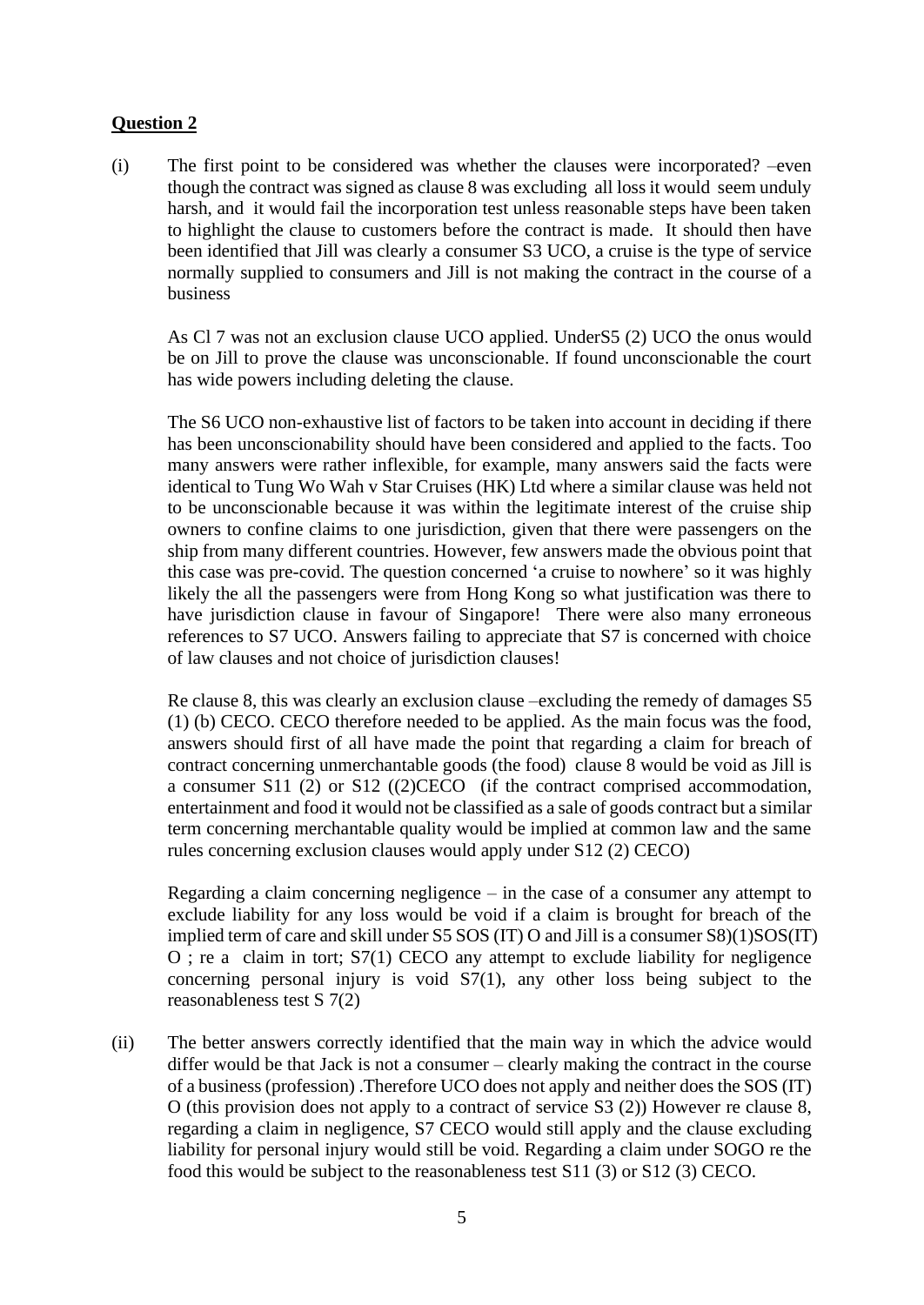## Question 2

(i) The first point to be considered was whether the clauses were incorporated? –even though the contract was signed as clause 8 was excluding all loss it would seem unduly harsh, and it would fail the incorporation test unless reasonable steps have been taken to highlight the clause to customers before the contract is made. It should then have been identified that Jill was clearly a consumer S3 UCO, a cruise is the type of service normally supplied to consumers and Jill is not making the contract in the course of a business

As Cl 7 was not an exclusion clause UCO applied. UnderS5 (2) UCO the onus would be on Jill to prove the clause was unconscionable. If found unconscionable the court has wide powers including deleting the clause.

The S6 UCO non-exhaustive list of factors to be taken into account in deciding if there has been unconscionability should have been considered and applied to the facts. Too many answers were rather inflexible, for example, many answers said the facts were identical to Tung Wo Wah v Star Cruises (HK) Ltd where a similar clause was held not to be unconscionable because it was within the legitimate interest of the cruise ship owners to confine claims to one jurisdiction, given that there were passengers on the ship from many different countries. However, few answers made the obvious point that this case was pre-covid. The question concerned 'a cruise to nowhere' so it was highly likely the all the passengers were from Hong Kong so what justification was there to have jurisdiction clause in favour of Singapore! There were also many erroneous references to S7 UCO. Answers failing to appreciate that S7 is concerned with choice of law clauses and not choice of jurisdiction clauses!

Re clause 8, this was clearly an exclusion clause –excluding the remedy of damages S5 (1) (b) CECO. CECO therefore needed to be applied. As the main focus was the food, answers should first of all have made the point that regarding a claim for breach of contract concerning unmerchantable goods (the food) clause 8 would be void as Jill is a consumer S11 (2) or S12 ((2)CECO (if the contract comprised accommodation, entertainment and food it would not be classified as a sale of goods contract but a similar term concerning merchantable quality would be implied at common law and the same rules concerning exclusion clauses would apply under S12 (2) CECO)

Regarding a claim concerning negligence – in the case of a consumer any attempt to exclude liability for any loss would be void if a claim is brought for breach of the implied term of care and skill under S5 SOS (IT) O and Jill is a consumer S8)(1)SOS(IT) O ; re a claim in tort; S7(1) CECO any attempt to exclude liability for negligence concerning personal injury is void S7(1), any other loss being subject to the reasonableness test S 7(2)

(ii) The better answers correctly identified that the main way in which the advice would differ would be that Jack is not a consumer – clearly making the contract in the course of a business (profession) .Therefore UCO does not apply and neither does the SOS (IT) O (this provision does not apply to a contract of service S3 (2)) However re clause 8, regarding a claim in negligence, S7 CECO would still apply and the clause excluding liability for personal injury would still be void. Regarding a claim under SOGO re the food this would be subject to the reasonableness test S11 (3) or S12 (3) CECO.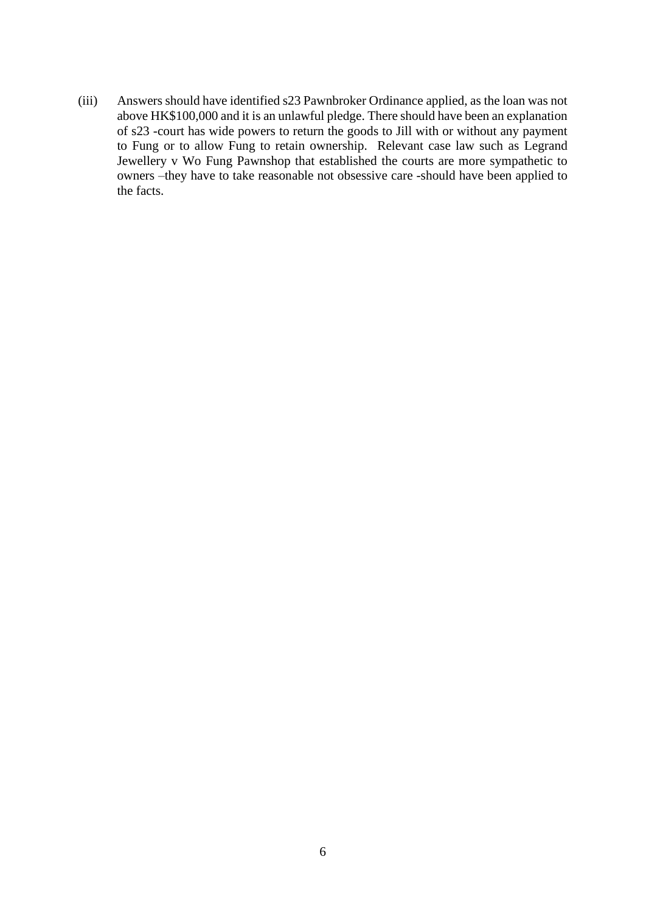(iii) Answers should have identified s23 Pawnbroker Ordinance applied, as the loan was not above HK$100,000 and it is an unlawful pledge. There should have been an explanation of s23 -court has wide powers to return the goods to Jill with or without any payment to Fung or to allow Fung to retain ownership. Relevant case law such as Legrand Jewellery v Wo Fung Pawnshop that established the courts are more sympathetic to owners –they have to take reasonable not obsessive care -should have been applied to the facts.